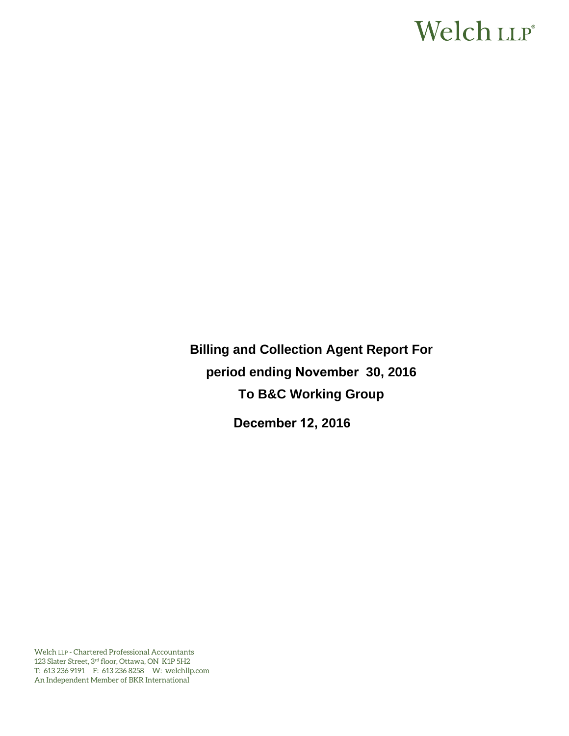Welch LLP®

# Billing and Collection Agent Report For period ending November 30, 2016 To B&C Working Group

**December 12, 2016**

Welch LLP - Chartered Professional Accountants
123 Slater Street, 3rd floor, Ottawa, ON K1P 5H2
T: 613 236 9191 F: 613 236 8258 W: welchllp.com
An Independent Member of BKR International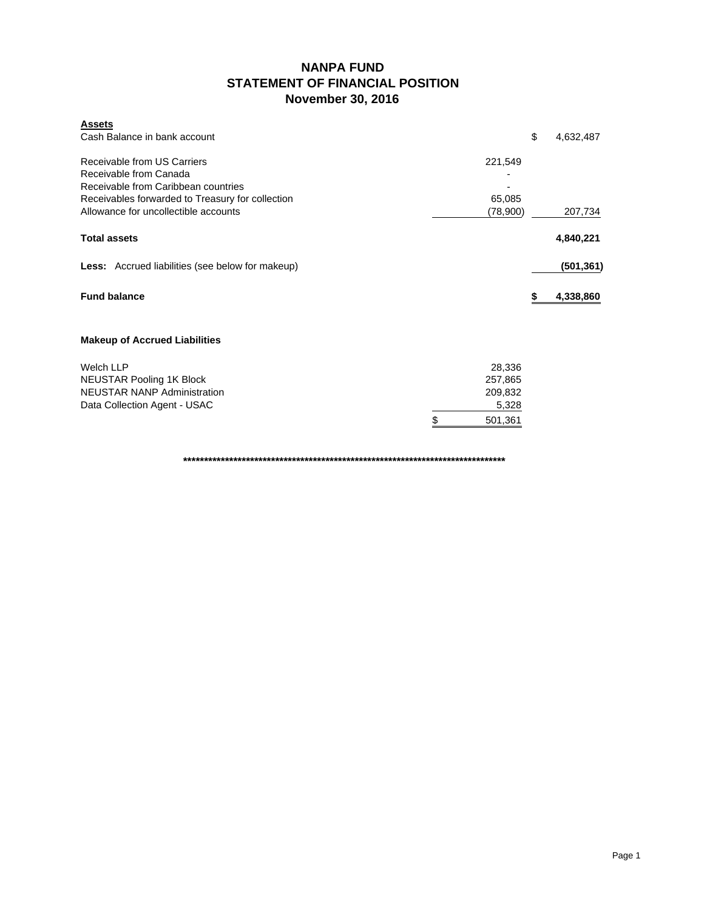# NANPA FUND
## STATEMENT OF FINANCIAL POSITION
### November 30, 2016

| **Assets** | | |
|---|---|---|
| Cash Balance in bank account | | $ 4,632,487 |
| Receivable from US Carriers | 221,549 | |
| Receivable from Canada | - | |
| Receivable from Caribbean countries | - | |
| Receivables forwarded to Treasury for collection | 65,085 | |
| Allowance for uncollectible accounts | (78,900) | 207,734 |
| **Total assets** | | **4,840,221** |
| **Less:** Accrued liabilities (see below for makeup) | | **(501,361)** |
| **Fund balance** | | **$ 4,338,860** |

**Makeup of Accrued Liabilities**

| | |
|---|---|
| Welch LLP | 28,336 |
| NEUSTAR Pooling 1K Block | 257,865 |
| NEUSTAR NANP Administration | 209,832 |
| Data Collection Agent - USAC | 5,328 |
| | $ 501,361 |

************************************************************************************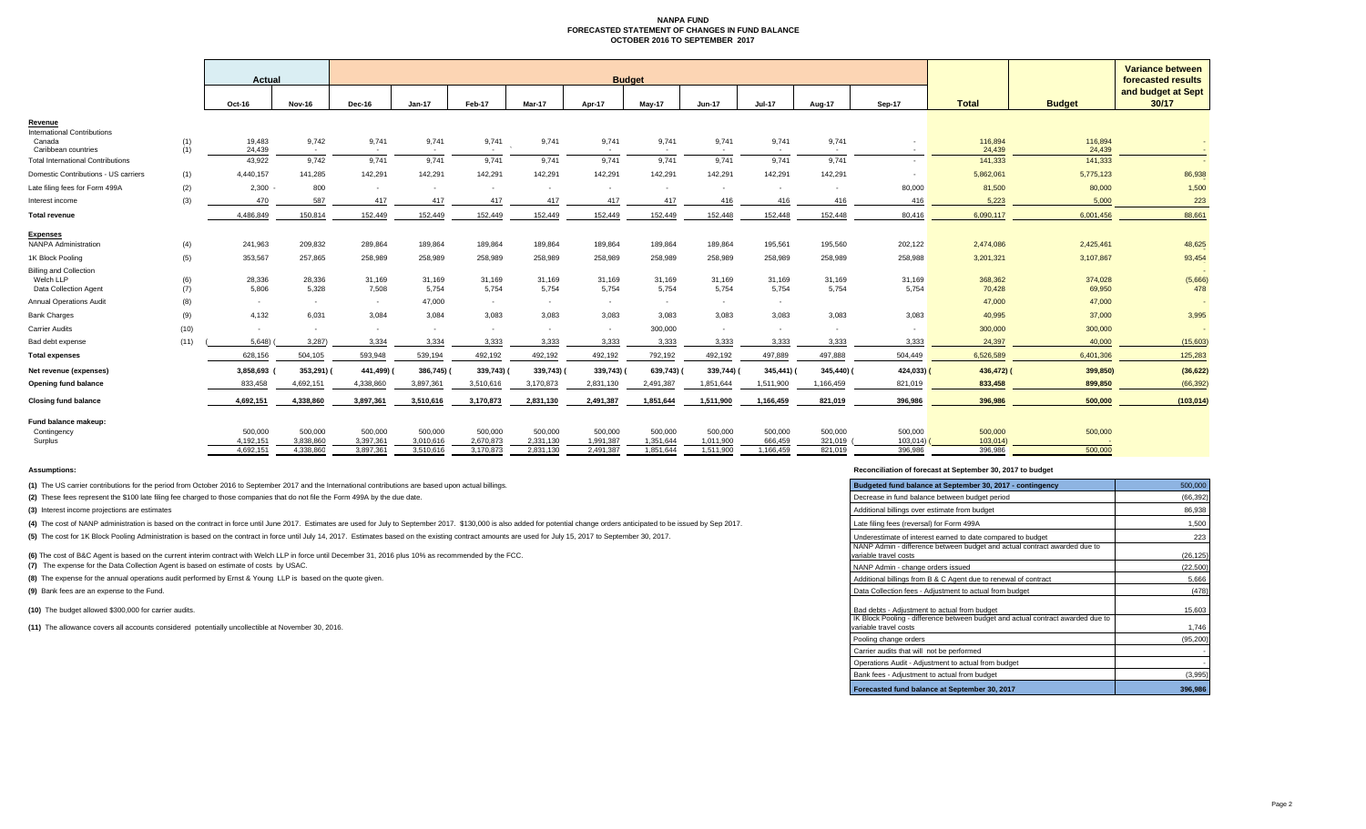# NANPA FUND
## FORECASTED STATEMENT OF CHANGES IN FUND BALANCE
## OCTOBER 2016 TO SEPTEMBER 2017

| | | Actual | | Budget | | | | | | | | | | | | Variance between forecasted results and budget at Sept 30/17 |
|---|---|---|---|---|---|---|---|---|---|---|---|---|---|---|---|---|
| | | Oct-16 | Nov-16 | Dec-16 | Jan-17 | Feb-17 | Mar-17 | Apr-17 | May-17 | Jun-17 | Jul-17 | Aug-17 | Sep-17 | Total | Budget | |
| **Revenue** | | | | | | | | | | | | | | | | |
| International Contributions | | | | | | | | | | | | | | | | |
| Canada | (1) | 19,483 | 9,742 | 9,741 | 9,741 | 9,741 | 9,741 | 9,741 | 9,741 | 9,741 | 9,741 | 9,741 | - | 116,894 | 116,894 | - |
| Caribbean countries | (1) | 24,439 | - | - | - | - | - | - | - | - | - | - | - | 24,439 | 24,439 | - |
| Total International Contributions | | 43,922 | 9,742 | 9,741 | 9,741 | 9,741 | 9,741 | 9,741 | 9,741 | 9,741 | 9,741 | 9,741 | - | 141,333 | 141,333 | - |
| Domestic Contributions - US carriers | (1) | 4,440,157 | 141,285 | 142,291 | 142,291 | 142,291 | 142,291 | 142,291 | 142,291 | 142,291 | 142,291 | 142,291 | - | 5,862,061 | 5,775,123 | 86,938 |
| Late filing fees for Form 499A | (2) | 2,300 - | 800 | - | - | - | - | - | - | - | - | - | 80,000 | 81,500 | 80,000 | 1,500 |
| Interest income | (3) | 470 | 587 | 417 | 417 | 417 | 417 | 417 | 417 | 416 | 416 | 416 | 416 | 5,223 | 5,000 | 223 |
| **Total revenue** | | 4,486,849 | 150,814 | 152,449 | 152,449 | 152,449 | 152,449 | 152,449 | 152,449 | 152,448 | 152,448 | 152,448 | 80,416 | 6,090,117 | 6,001,456 | 88,661 |
| **Expenses** | | | | | | | | | | | | | | | | |
| NANPA Administration | (4) | 241,963 | 209,832 | 289,864 | 189,864 | 189,864 | 189,864 | 189,864 | 189,864 | 189,864 | 195,561 | 195,560 | 202,122 | 2,474,086 | 2,425,461 | 48,625 |
| 1K Block Pooling | (5) | 353,567 | 257,865 | 258,989 | 258,989 | 258,989 | 258,989 | 258,989 | 258,989 | 258,989 | 258,989 | 258,989 | 258,988 | 3,201,321 | 3,107,867 | 93,454 |
| Billing and Collection | | | | | | | | | | | | | | | | |
| Welch LLP | (6) | 28,336 | 28,336 | 31,169 | 31,169 | 31,169 | 31,169 | 31,169 | 31,169 | 31,169 | 31,169 | 31,169 | 31,169 | 368,362 | 374,028 | (5,666) |
| Data Collection Agent | (7) | 5,806 | 5,328 | 7,508 | 5,754 | 5,754 | 5,754 | 5,754 | 5,754 | 5,754 | 5,754 | 5,754 | 5,754 | 70,428 | 69,950 | 478 |
| Annual Operations Audit | (8) | - | - | - | 47,000 | - | - | - | - | - | - | - | - | 47,000 | 47,000 | - |
| Bank Charges | (9) | 4,132 | 6,031 | 3,084 | 3,084 | 3,083 | 3,083 | 3,083 | 3,083 | 3,083 | 3,083 | 3,083 | 3,083 | 40,995 | 37,000 | 3,995 |
| Carrier Audits | (10) | - | - | - | - | - | - | - | 300,000 | - | - | - | - | 300,000 | 300,000 | - |
| Bad debt expense | (11) | ( 5,648) | ( 3,287) | 3,334 | 3,334 | 3,333 | 3,333 | 3,333 | 3,333 | 3,333 | 3,333 | 3,333 | 3,333 | 24,397 | 40,000 | (15,603) |
| **Total expenses** | | 628,156 | 504,105 | 593,948 | 539,194 | 492,192 | 492,192 | 492,192 | 792,192 | 492,192 | 497,889 | 497,888 | 504,449 | 6,526,589 | 6,401,306 | 125,283 |
| **Net revenue (expenses)** | | 3,858,693 | ( 353,291) | ( 441,499) | ( 386,745) | ( 339,743) | ( 339,743) | ( 339,743) | ( 639,743) | ( 339,744) | ( 345,441) | ( 345,440) | ( 424,033) | ( 436,472) | ( 399,850) | (36,622) |
| **Opening fund balance** | | 833,458 | 4,692,151 | 4,338,860 | 3,897,361 | 3,510,616 | 3,170,873 | 2,831,130 | 2,491,387 | 1,851,644 | 1,511,900 | 1,166,459 | 821,019 | 833,458 | 899,850 | (66,392) |
| **Closing fund balance** | | 4,692,151 | 4,338,860 | 3,897,361 | 3,510,616 | 3,170,873 | 2,831,130 | 2,491,387 | 1,851,644 | 1,511,900 | 1,166,459 | 821,019 | 396,986 | 396,986 | 500,000 | (103,014) |
| **Fund balance makeup:** | | | | | | | | | | | | | | | | |
| Contingency | | 500,000 | 500,000 | 500,000 | 500,000 | 500,000 | 500,000 | 500,000 | 500,000 | 500,000 | 500,000 | 500,000 | 500,000 | 500,000 | 500,000 | |
| Surplus | | 4,192,151 | 3,838,860 | 3,397,361 | 3,010,616 | 2,670,873 | 2,331,130 | 1,991,387 | 1,351,644 | 1,011,900 | 666,459 | 321,019 | ( 103,014) | ( 103,014) | - | |
| | | 4,692,151 | 4,338,860 | 3,897,361 | 3,510,616 | 3,170,873 | 2,831,130 | 2,491,387 | 1,851,644 | 1,511,900 | 1,166,459 | 821,019 | 396,986 | 396,986 | 500,000 | |

**Assumptions:**

**(1)** The US carrier contributions for the period from October 2016 to September 2017 and the International contributions are based upon actual billings.

**(2)** These fees represent the $100 late filing fee charged to those companies that do not file the Form 499A by the due date.

**(3)** Interest income projections are estimates

**(4)** The cost of NANP administration is based on the contract in force until June 2017. Estimates are used for July to September 2017. $130,000 is also added for potential change orders anticipated to be issued by Sep 2017.

**(5)** The cost for 1K Block Pooling Administration is based on the contract in force until July 14, 2017. Estimates based on the existing contract amounts are used for July 15, 2017 to September 30, 2017.

**(6)** The cost of B&C Agent is based on the current interim contract with Welch LLP in force until December 31, 2016 plus 10% as recommended by the FCC.

**(7)** The expense for the Data Collection Agent is based on estimate of costs by USAC.

**(8)** The expense for the annual operations audit performed by Ernst & Young LLP is based on the quote given.

**(9)** Bank fees are an expense to the Fund.

**(10)** The budget allowed $300,000 for carrier audits.

**(11)** The allowance covers all accounts considered potentially uncollectible at November 30, 2016.

**Reconciliation of forecast at September 30, 2017 to budget**

| | |
|---|---|
| **Budgeted fund balance at September 30, 2017 - contingency** | 500,000 |
| Decrease in fund balance between budget period | (66,392) |
| Additional billings over estimate from budget | 86,938 |
| Late filing fees (reversal) for Form 499A | 1,500 |
| Underestimate of interest earned to date compared to budget | 223 |
| NANP Admin - difference between budget and actual contract awarded due to variable travel costs | (26,125) |
| NANP Admin - change orders issued | (22,500) |
| Additional billings from B & C Agent due to renewal of contract | 5,666 |
| Data Collection fees - Adjustment to actual from budget | (478) |
| Bad debts - Adjustment to actual from budget | 15,603 |
| IK Block Pooling - difference between budget and actual contract awarded due to variable travel costs | 1,746 |
| Pooling change orders | (95,200) |
| Carrier audits that will not be performed | - |
| Operations Audit - Adjustment to actual from budget | - |
| Bank fees - Adjustment to actual from budget | (3,995) |
| **Forecasted fund balance at September 30, 2017** | **396,986** |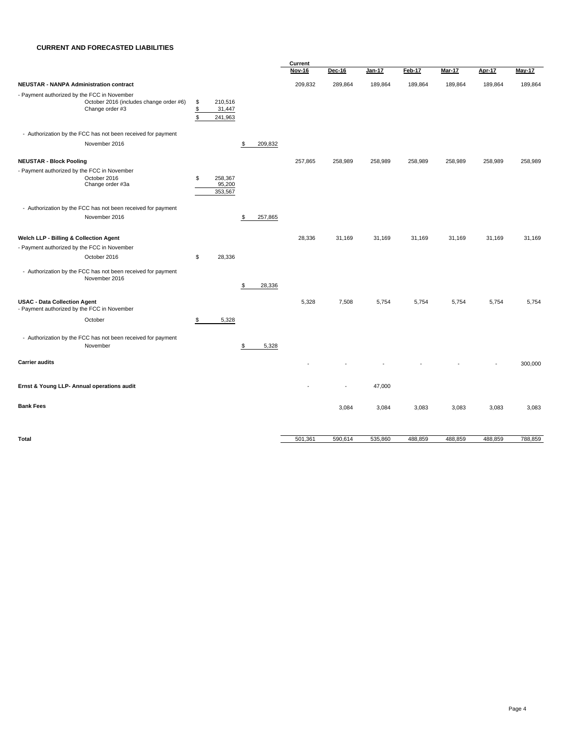# CURRENT AND FORECASTED LIABILITIES

| | | | Current Nov-16 | Dec-16 | Jan-17 | Feb-17 | Mar-17 | Apr-17 | May-17 |
|---|---|---|---|---|---|---|---|---|---|
| **NEUSTAR - NANPA Administration contract** | | | 209,832 | 289,864 | 189,864 | 189,864 | 189,864 | 189,864 | 189,864 |
| - Payment authorized by the FCC in November | | | | | | | | | |
| October 2016 (includes change order #6) | $ 210,516 | | | | | | | | |
| Change order #3 | $ 31,447 | | | | | | | | |
| | $ 241,963 | | | | | | | | |
| - Authorization by the FCC has not been received for payment | | | | | | | | | |
| November 2016 | | $ 209,832 | | | | | | | |
| **NEUSTAR - Block Pooling** | | | 257,865 | 258,989 | 258,989 | 258,989 | 258,989 | 258,989 | 258,989 |
| - Payment authorized by the FCC in November | | | | | | | | | |
| October 2016 | $ 258,367 | | | | | | | | |
| Change order #3a | 95,200 | | | | | | | | |
| | 353,567 | | | | | | | | |
| - Authorization by the FCC has not been received for payment | | | | | | | | | |
| November 2016 | | $ 257,865 | | | | | | | |
| **Welch LLP - Billing & Collection Agent** | | | 28,336 | 31,169 | 31,169 | 31,169 | 31,169 | 31,169 | 31,169 |
| - Payment authorized by the FCC in November | | | | | | | | | |
| October 2016 | $ 28,336 | | | | | | | | |
| - Authorization by the FCC has not been received for payment November 2016 | | $ 28,336 | | | | | | | |
| **USAC - Data Collection Agent** | | | 5,328 | 7,508 | 5,754 | 5,754 | 5,754 | 5,754 | 5,754 |
| - Payment authorized by the FCC in November | | | | | | | | | |
| October | $ 5,328 | | | | | | | | |
| - Authorization by the FCC has not been received for payment November | | $ 5,328 | | | | | | | |
| **Carrier audits** | | | - | - | - | - | - | - | 300,000 |
| **Ernst & Young LLP- Annual operations audit** | | | - | - | 47,000 | | | | |
| **Bank Fees** | | | | 3,084 | 3,084 | 3,083 | 3,083 | 3,083 | 3,083 |
| **Total** | | | 501,361 | 590,614 | 535,860 | 488,859 | 488,859 | 488,859 | 788,859 |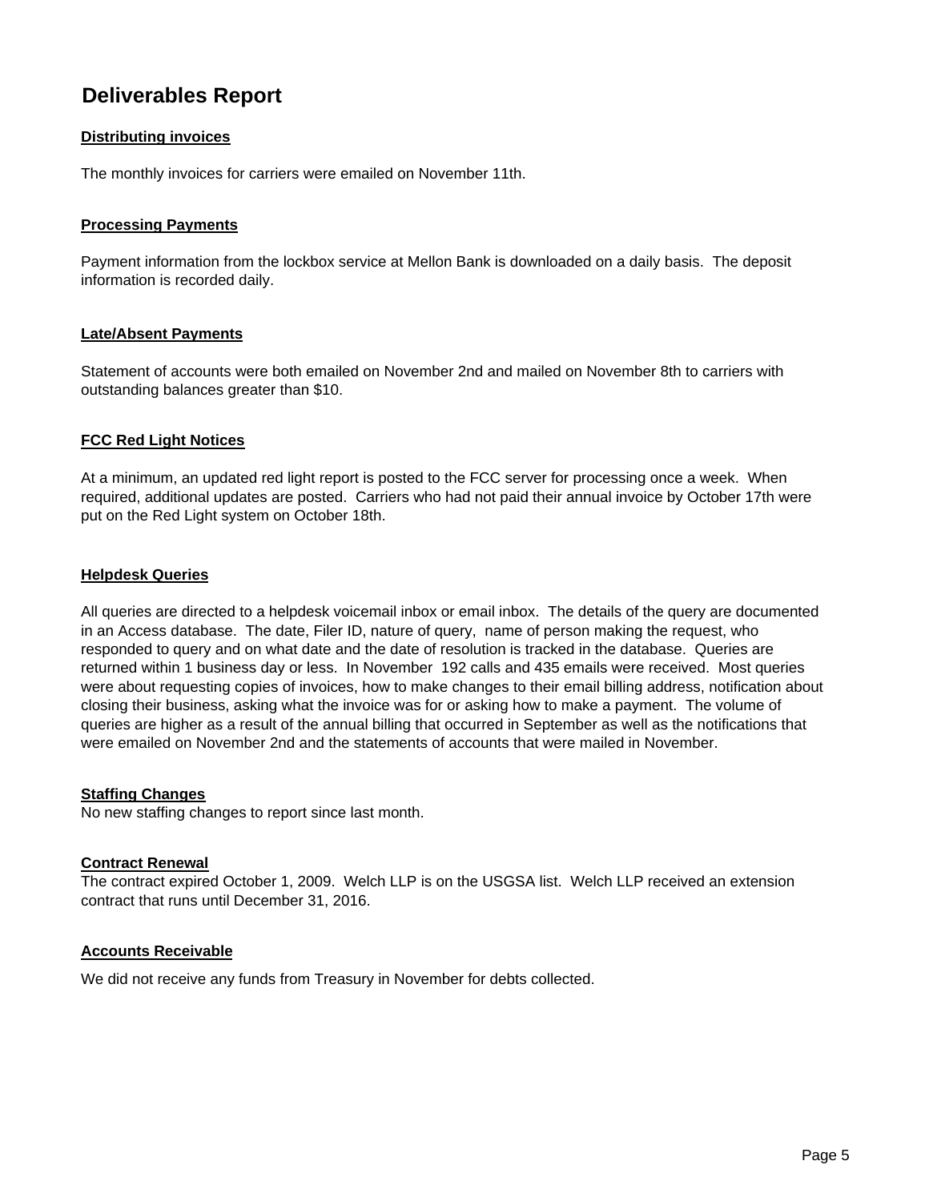# Deliverables Report

**Distributing invoices**

The monthly invoices for carriers were emailed on November 11th.

**Processing Payments**

Payment information from the lockbox service at Mellon Bank is downloaded on a daily basis. The deposit information is recorded daily.

**Late/Absent Payments**

Statement of accounts were both emailed on November 2nd and mailed on November 8th to carriers with outstanding balances greater than $10.

**FCC Red Light Notices**

At a minimum, an updated red light report is posted to the FCC server for processing once a week. When required, additional updates are posted. Carriers who had not paid their annual invoice by October 17th were put on the Red Light system on October 18th.

**Helpdesk Queries**

All queries are directed to a helpdesk voicemail inbox or email inbox. The details of the query are documented in an Access database. The date, Filer ID, nature of query, name of person making the request, who responded to query and on what date and the date of resolution is tracked in the database. Queries are returned within 1 business day or less. In November 192 calls and 435 emails were received. Most queries were about requesting copies of invoices, how to make changes to their email billing address, notification about closing their business, asking what the invoice was for or asking how to make a payment. The volume of queries are higher as a result of the annual billing that occurred in September as well as the notifications that were emailed on November 2nd and the statements of accounts that were mailed in November.

**Staffing Changes**

No new staffing changes to report since last month.

**Contract Renewal**

The contract expired October 1, 2009. Welch LLP is on the USGSA list. Welch LLP received an extension contract that runs until December 31, 2016.

**Accounts Receivable**

We did not receive any funds from Treasury in November for debts collected.